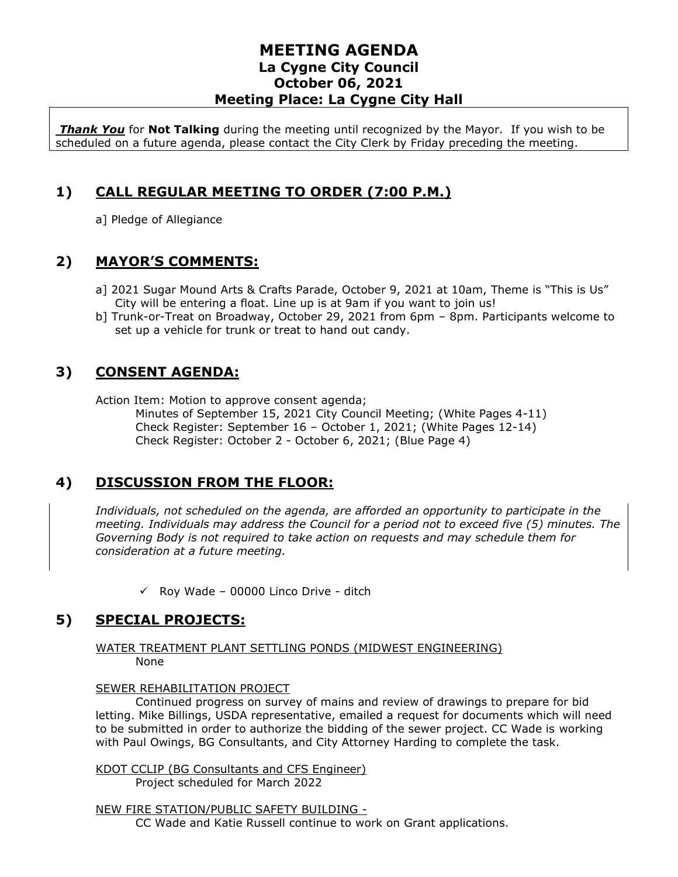# MEETING AGENDA
## La Cygne City Council
## October 06, 2021
## Meeting Place: La Cygne City Hall

***Thank You*** for **Not Talking** during the meeting until recognized by the Mayor. If you wish to be scheduled on a future agenda, please contact the City Clerk by Friday preceding the meeting.

## 1) CALL REGULAR MEETING TO ORDER (7:00 P.M.)

a] Pledge of Allegiance

## 2) MAYOR'S COMMENTS:

a] 2021 Sugar Mound Arts & Crafts Parade, October 9, 2021 at 10am, Theme is "This is Us" City will be entering a float. Line up is at 9am if you want to join us!

b] Trunk-or-Treat on Broadway, October 29, 2021 from 6pm – 8pm. Participants welcome to set up a vehicle for trunk or treat to hand out candy.

## 3) CONSENT AGENDA:

Action Item: Motion to approve consent agenda;
- Minutes of September 15, 2021 City Council Meeting; (White Pages 4-11)
- Check Register: September 16 – October 1, 2021; (White Pages 12-14)
- Check Register: October 2 - October 6, 2021; (Blue Page 4)

## 4) DISCUSSION FROM THE FLOOR:

*Individuals, not scheduled on the agenda, are afforded an opportunity to participate in the meeting. Individuals may address the Council for a period not to exceed five (5) minutes. The Governing Body is not required to take action on requests and may schedule them for consideration at a future meeting.*

- ✓ Roy Wade – 00000 Linco Drive - ditch

## 5) SPECIAL PROJECTS:

WATER TREATMENT PLANT SETTLING PONDS (MIDWEST ENGINEERING)

None

SEWER REHABILITATION PROJECT

Continued progress on survey of mains and review of drawings to prepare for bid letting. Mike Billings, USDA representative, emailed a request for documents which will need to be submitted in order to authorize the bidding of the sewer project. CC Wade is working with Paul Owings, BG Consultants, and City Attorney Harding to complete the task.

KDOT CCLIP (BG Consultants and CFS Engineer)

Project scheduled for March 2022

NEW FIRE STATION/PUBLIC SAFETY BUILDING -

CC Wade and Katie Russell continue to work on Grant applications.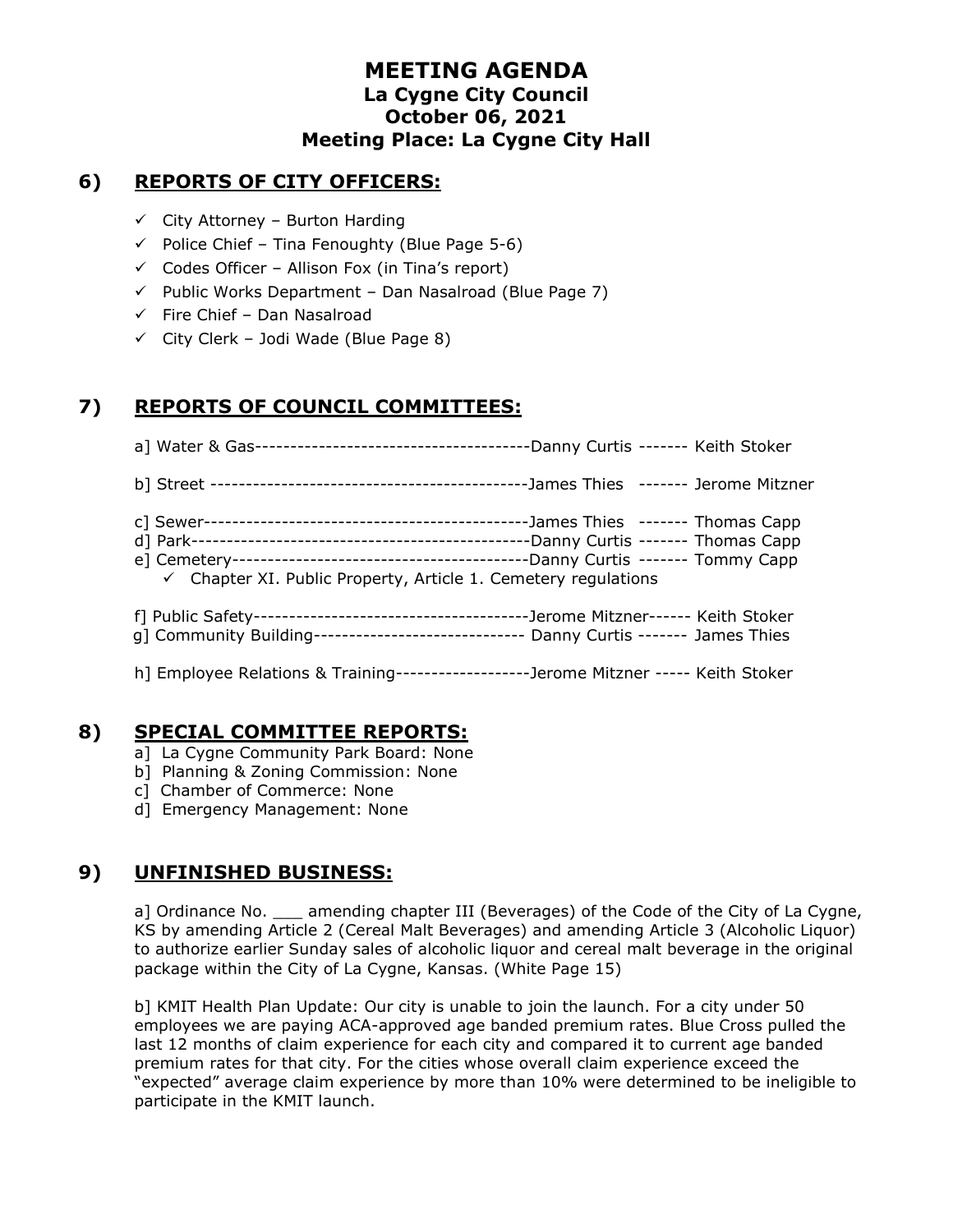# MEETING AGENDA
## La Cygne City Council
## October 06, 2021
## Meeting Place: La Cygne City Hall

## 6) REPORTS OF CITY OFFICERS:

- ✓ City Attorney – Burton Harding
- ✓ Police Chief – Tina Fenoughty (Blue Page 5-6)
- ✓ Codes Officer – Allison Fox (in Tina's report)
- ✓ Public Works Department – Dan Nasalroad (Blue Page 7)
- ✓ Fire Chief – Dan Nasalroad
- ✓ City Clerk – Jodi Wade (Blue Page 8)

## 7) REPORTS OF COUNCIL COMMITTEES:

a] Water & Gas---------------------------------------Danny Curtis ------- Keith Stoker

b] Street --------------------------------------------James Thies ------- Jerome Mitzner

c] Sewer---------------------------------------------James Thies ------- Thomas Capp
d] Park-----------------------------------------------Danny Curtis ------- Thomas Capp
e] Cemetery------------------------------------------Danny Curtis ------- Tommy Capp
- ✓ Chapter XI. Public Property, Article 1. Cemetery regulations

f] Public Safety---------------------------------------Jerome Mitzner------ Keith Stoker
g] Community Building------------------------------ Danny Curtis ------- James Thies

h] Employee Relations & Training-------------------Jerome Mitzner ----- Keith Stoker

## 8) SPECIAL COMMITTEE REPORTS:

a] La Cygne Community Park Board: None
b] Planning & Zoning Commission: None
c] Chamber of Commerce: None
d] Emergency Management: None

## 9) UNFINISHED BUSINESS:

a] Ordinance No. ___ amending chapter III (Beverages) of the Code of the City of La Cygne, KS by amending Article 2 (Cereal Malt Beverages) and amending Article 3 (Alcoholic Liquor) to authorize earlier Sunday sales of alcoholic liquor and cereal malt beverage in the original package within the City of La Cygne, Kansas. (White Page 15)

b] KMIT Health Plan Update: Our city is unable to join the launch. For a city under 50 employees we are paying ACA-approved age banded premium rates. Blue Cross pulled the last 12 months of claim experience for each city and compared it to current age banded premium rates for that city. For the cities whose overall claim experience exceed the "expected" average claim experience by more than 10% were determined to be ineligible to participate in the KMIT launch.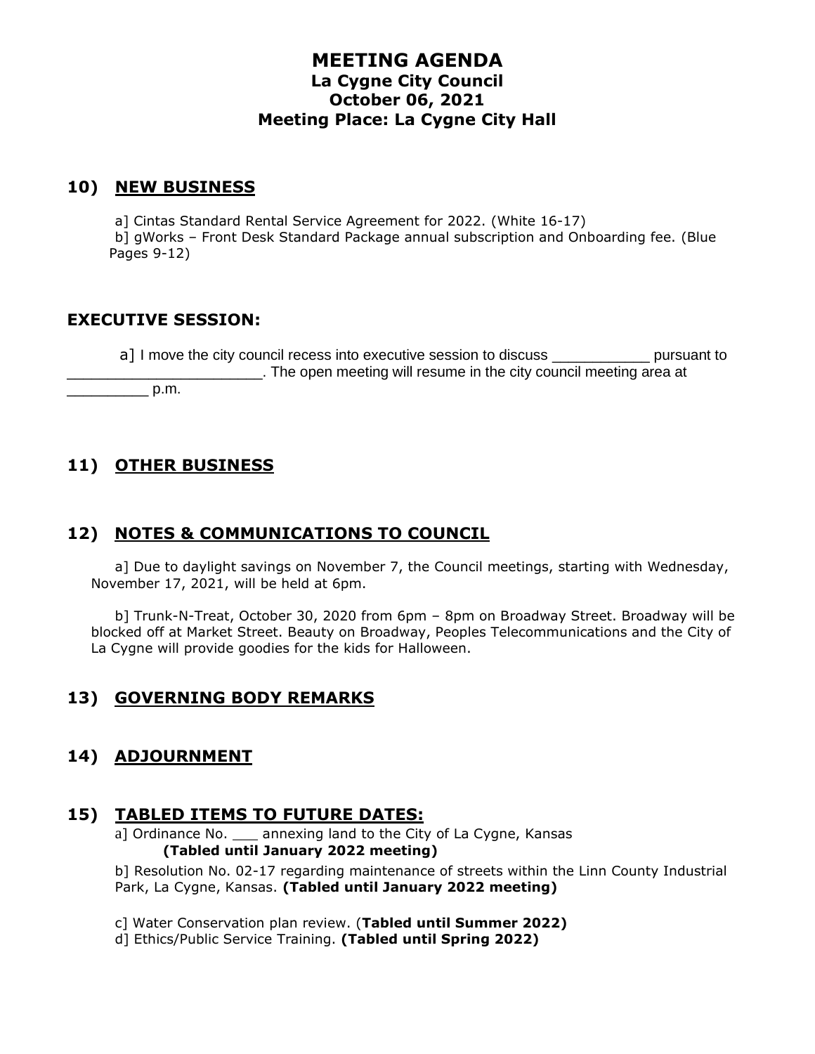# MEETING AGENDA
## La Cygne City Council
## October 06, 2021
## Meeting Place: La Cygne City Hall

## 10) NEW BUSINESS

a] Cintas Standard Rental Service Agreement for 2022. (White 16-17)
b] gWorks – Front Desk Standard Package annual subscription and Onboarding fee. (Blue Pages 9-12)

## EXECUTIVE SESSION:

a] I move the city council recess into executive session to discuss ___________ pursuant to ______________________. The open meeting will resume in the city council meeting area at _________ p.m.

## 11) OTHER BUSINESS

## 12) NOTES & COMMUNICATIONS TO COUNCIL

a] Due to daylight savings on November 7, the Council meetings, starting with Wednesday, November 17, 2021, will be held at 6pm.

b] Trunk-N-Treat, October 30, 2020 from 6pm – 8pm on Broadway Street. Broadway will be blocked off at Market Street. Beauty on Broadway, Peoples Telecommunications and the City of La Cygne will provide goodies for the kids for Halloween.

## 13) GOVERNING BODY REMARKS

## 14) ADJOURNMENT

## 15) TABLED ITEMS TO FUTURE DATES:

a] Ordinance No. ___ annexing land to the City of La Cygne, Kansas **(Tabled until January 2022 meeting)**

b] Resolution No. 02-17 regarding maintenance of streets within the Linn County Industrial Park, La Cygne, Kansas. **(Tabled until January 2022 meeting)**

c] Water Conservation plan review. (**Tabled until Summer 2022)**
d] Ethics/Public Service Training. **(Tabled until Spring 2022)**